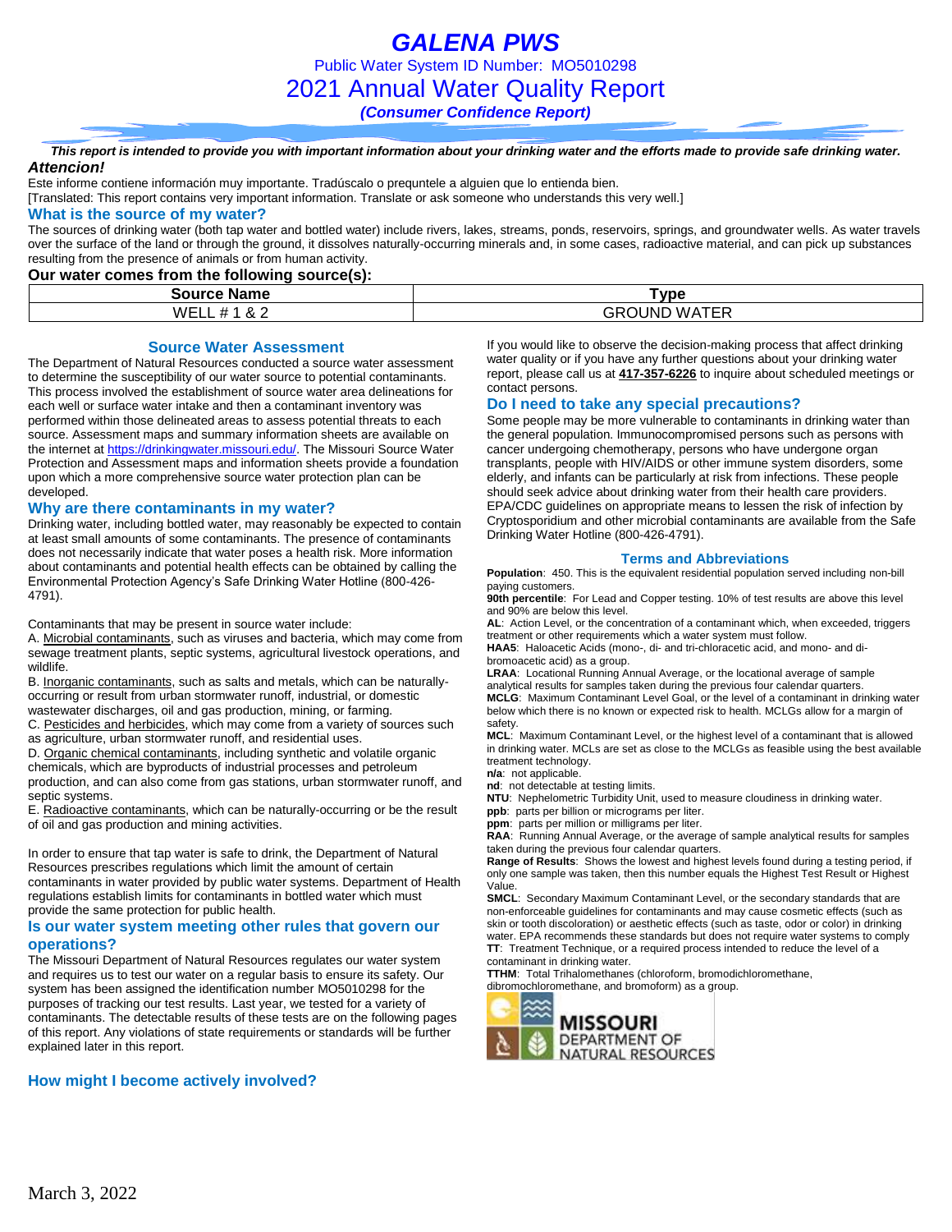# GALENA PWS

Public Water System ID Number: MO5010298

## 2021 Annual Water Quality Report

***(Consumer Confidence Report)***

***This report is intended to provide you with important information about your drinking water and the efforts made to provide safe drinking water.***

***Attencion!***

Este informe contiene información muy importante. Tradúscalo o prequntele a alguien que lo entienda bien.
[Translated: This report contains very important information. Translate or ask someone who understands this very well.]

### What is the source of my water?

The sources of drinking water (both tap water and bottled water) include rivers, lakes, streams, ponds, reservoirs, springs, and groundwater wells. As water travels over the surface of the land or through the ground, it dissolves naturally-occurring minerals and, in some cases, radioactive material, and can pick up substances resulting from the presence of animals or from human activity.

**Our water comes from the following source(s):**

| Source Name | Type |
|---|---|
| WELL # 1 & 2 | GROUND WATER |

### Source Water Assessment

The Department of Natural Resources conducted a source water assessment to determine the susceptibility of our water source to potential contaminants. This process involved the establishment of source water area delineations for each well or surface water intake and then a contaminant inventory was performed within those delineated areas to assess potential threats to each source. Assessment maps and summary information sheets are available on the internet at https://drinkingwater.missouri.edu/. The Missouri Source Water Protection and Assessment maps and information sheets provide a foundation upon which a more comprehensive source water protection plan can be developed.

### Why are there contaminants in my water?

Drinking water, including bottled water, may reasonably be expected to contain at least small amounts of some contaminants. The presence of contaminants does not necessarily indicate that water poses a health risk. More information about contaminants and potential health effects can be obtained by calling the Environmental Protection Agency's Safe Drinking Water Hotline (800-426-4791).

Contaminants that may be present in source water include:

A. Microbial contaminants, such as viruses and bacteria, which may come from sewage treatment plants, septic systems, agricultural livestock operations, and wildlife.
B. Inorganic contaminants, such as salts and metals, which can be naturally-occurring or result from urban stormwater runoff, industrial, or domestic wastewater discharges, oil and gas production, mining, or farming.
C. Pesticides and herbicides, which may come from a variety of sources such as agriculture, urban stormwater runoff, and residential uses.
D. Organic chemical contaminants, including synthetic and volatile organic chemicals, which are byproducts of industrial processes and petroleum production, and can also come from gas stations, urban stormwater runoff, and septic systems.
E. Radioactive contaminants, which can be naturally-occurring or be the result of oil and gas production and mining activities.

In order to ensure that tap water is safe to drink, the Department of Natural Resources prescribes regulations which limit the amount of certain contaminants in water provided by public water systems. Department of Health regulations establish limits for contaminants in bottled water which must provide the same protection for public health.

### Is our water system meeting other rules that govern our operations?

The Missouri Department of Natural Resources regulates our water system and requires us to test our water on a regular basis to ensure its safety. Our system has been assigned the identification number MO5010298 for the purposes of tracking our test results. Last year, we tested for a variety of contaminants. The detectable results of these tests are on the following pages of this report. Any violations of state requirements or standards will be further explained later in this report.

### How might I become actively involved?

If you would like to observe the decision-making process that affect drinking water quality or if you have any further questions about your drinking water report, please call us at **417-357-6226** to inquire about scheduled meetings or contact persons.

### Do I need to take any special precautions?

Some people may be more vulnerable to contaminants in drinking water than the general population. Immunocompromised persons such as persons with cancer undergoing chemotherapy, persons who have undergone organ transplants, people with HIV/AIDS or other immune system disorders, some elderly, and infants can be particularly at risk from infections. These people should seek advice about drinking water from their health care providers. EPA/CDC guidelines on appropriate means to lessen the risk of infection by Cryptosporidium and other microbial contaminants are available from the Safe Drinking Water Hotline (800-426-4791).

### Terms and Abbreviations

**Population**: 450. This is the equivalent residential population served including non-bill paying customers.
**90th percentile**: For Lead and Copper testing. 10% of test results are above this level and 90% are below this level.
**AL**: Action Level, or the concentration of a contaminant which, when exceeded, triggers treatment or other requirements which a water system must follow.
**HAA5**: Haloacetic Acids (mono-, di- and tri-chloracetic acid, and mono- and di-bromoacetic acid) as a group.
**LRAA**: Locational Running Annual Average, or the locational average of sample analytical results for samples taken during the previous four calendar quarters.
**MCLG**: Maximum Contaminant Level Goal, or the level of a contaminant in drinking water below which there is no known or expected risk to health. MCLGs allow for a margin of safety.
**MCL**: Maximum Contaminant Level, or the highest level of a contaminant that is allowed in drinking water. MCLs are set as close to the MCLGs as feasible using the best available treatment technology.
**n/a**: not applicable.
**nd**: not detectable at testing limits.
**NTU**: Nephelometric Turbidity Unit, used to measure cloudiness in drinking water.
**ppb**: parts per billion or micrograms per liter.
**ppm**: parts per million or milligrams per liter.
**RAA**: Running Annual Average, or the average of sample analytical results for samples taken during the previous four calendar quarters.
**Range of Results**: Shows the lowest and highest levels found during a testing period, if only one sample was taken, then this number equals the Highest Test Result or Highest Value.
**SMCL**: Secondary Maximum Contaminant Level, or the secondary standards that are non-enforceable guidelines for contaminants and may cause cosmetic effects (such as skin or tooth discoloration) or aesthetic effects (such as taste, odor or color) in drinking water. EPA recommends these standards but does not require water systems to comply
**TT**: Treatment Technique, or a required process intended to reduce the level of a contaminant in drinking water.
**TTHM**: Total Trihalomethanes (chloroform, bromodichloromethane, dibromochloromethane, and bromoform) as a group.

MISSOURI DEPARTMENT OF NATURAL RESOURCES

March 3, 2022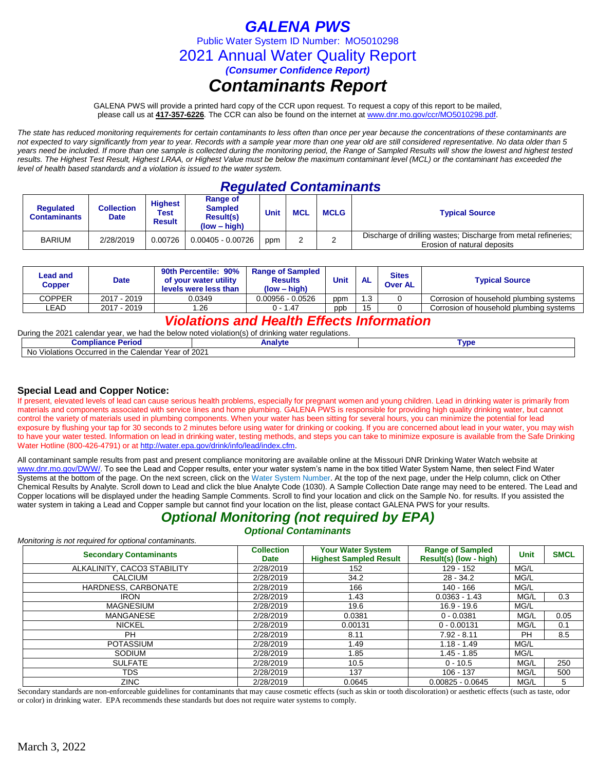# GALENA PWS

Public Water System ID Number: MO5010298

## 2021 Annual Water Quality Report

*(Consumer Confidence Report)*

# Contaminants Report

GALENA PWS will provide a printed hard copy of the CCR upon request. To request a copy of this report to be mailed, please call us at **417-357-6226**. The CCR can also be found on the internet at www.dnr.mo.gov/ccr/MO5010298.pdf.

*The state has reduced monitoring requirements for certain contaminants to less often than once per year because the concentrations of these contaminants are not expected to vary significantly from year to year. Records with a sample year more than one year old are still considered representative. No data older than 5 years need be included. If more than one sample is collected during the monitoring period, the Range of Sampled Results will show the lowest and highest tested results. The Highest Test Result, Highest LRAA, or Highest Value must be below the maximum contaminant level (MCL) or the contaminant has exceeded the level of health based standards and a violation is issued to the water system.*

## Regulated Contaminants

| Regulated Contaminants | Collection Date | Highest Test Result | Range of Sampled Result(s) (low – high) | Unit | MCL | MCLG | Typical Source |
|---|---|---|---|---|---|---|---|
| BARIUM | 2/28/2019 | 0.00726 | 0.00405 - 0.00726 | ppm | 2 | 2 | Discharge of drilling wastes; Discharge from metal refineries; Erosion of natural deposits |

| Lead and Copper | Date | 90th Percentile: 90% of your water utility levels were less than | Range of Sampled Results (low – high) | Unit | AL | Sites Over AL | Typical Source |
|---|---|---|---|---|---|---|---|
| COPPER | 2017 - 2019 | 0.0349 | 0.00956 - 0.0526 | ppm | 1.3 | 0 | Corrosion of household plumbing systems |
| LEAD | 2017 - 2019 | 1.26 | 0 - 1.47 | ppb | 15 | 0 | Corrosion of household plumbing systems |

## Violations and Health Effects Information

During the 2021 calendar year, we had the below noted violation(s) of drinking water regulations.

| Compliance Period | Analyte | Type |
|---|---|---|
| No Violations Occurred in the Calendar Year of 2021 | | |

### Special Lead and Copper Notice:

If present, elevated levels of lead can cause serious health problems, especially for pregnant women and young children. Lead in drinking water is primarily from materials and components associated with service lines and home plumbing. GALENA PWS is responsible for providing high quality drinking water, but cannot control the variety of materials used in plumbing components. When your water has been sitting for several hours, you can minimize the potential for lead exposure by flushing your tap for 30 seconds to 2 minutes before using water for drinking or cooking. If you are concerned about lead in your water, you may wish to have your water tested. Information on lead in drinking water, testing methods, and steps you can take to minimize exposure is available from the Safe Drinking Water Hotline (800-426-4791) or at http://water.epa.gov/drink/info/lead/index.cfm.

All contaminant sample results from past and present compliance monitoring are available online at the Missouri DNR Drinking Water Watch website at www.dnr.mo.gov/DWW/. To see the Lead and Copper results, enter your water system's name in the box titled Water System Name, then select Find Water Systems at the bottom of the page. On the next screen, click on the Water System Number. At the top of the next page, under the Help column, click on Other Chemical Results by Analyte. Scroll down to Lead and click the blue Analyte Code (1030). A Sample Collection Date range may need to be entered. The Lead and Copper locations will be displayed under the heading Sample Comments. Scroll to find your location and click on the Sample No. for results. If you assisted the water system in taking a Lead and Copper sample but cannot find your location on the list, please contact GALENA PWS for your results.

## Optional Monitoring (not required by EPA)

### Optional Contaminants

*Monitoring is not required for optional contaminants.*

| Secondary Contaminants | Collection Date | Your Water System Highest Sampled Result | Range of Sampled Result(s) (low - high) | Unit | SMCL |
|---|---|---|---|---|---|
| ALKALINITY, CACO3 STABILITY | 2/28/2019 | 152 | 129 - 152 | MG/L | |
| CALCIUM | 2/28/2019 | 34.2 | 28 - 34.2 | MG/L | |
| HARDNESS, CARBONATE | 2/28/2019 | 166 | 140 - 166 | MG/L | |
| IRON | 2/28/2019 | 1.43 | 0.0363 - 1.43 | MG/L | 0.3 |
| MAGNESIUM | 2/28/2019 | 19.6 | 16.9 - 19.6 | MG/L | |
| MANGANESE | 2/28/2019 | 0.0381 | 0 - 0.0381 | MG/L | 0.05 |
| NICKEL | 2/28/2019 | 0.00131 | 0 - 0.00131 | MG/L | 0.1 |
| PH | 2/28/2019 | 8.11 | 7.92 - 8.11 | PH | 8.5 |
| POTASSIUM | 2/28/2019 | 1.49 | 1.18 - 1.49 | MG/L | |
| SODIUM | 2/28/2019 | 1.85 | 1.45 - 1.85 | MG/L | |
| SULFATE | 2/28/2019 | 10.5 | 0 - 10.5 | MG/L | 250 |
| TDS | 2/28/2019 | 137 | 106 - 137 | MG/L | 500 |
| ZINC | 2/28/2019 | 0.0645 | 0.00825 - 0.0645 | MG/L | 5 |

Secondary standards are non-enforceable guidelines for contaminants that may cause cosmetic effects (such as skin or tooth discoloration) or aesthetic effects (such as taste, odor or color) in drinking water. EPA recommends these standards but does not require water systems to comply.

March 3, 2022